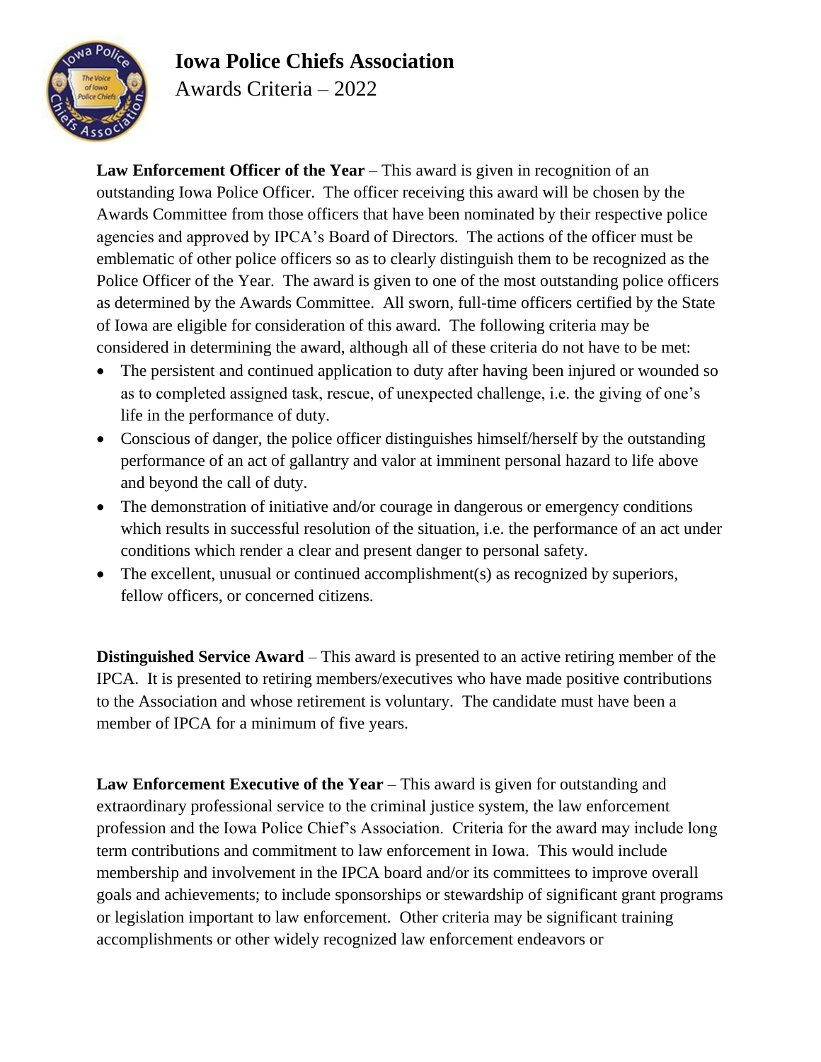# Iowa Police Chiefs Association

Awards Criteria – 2022

**Law Enforcement Officer of the Year** – This award is given in recognition of an outstanding Iowa Police Officer. The officer receiving this award will be chosen by the Awards Committee from those officers that have been nominated by their respective police agencies and approved by IPCA's Board of Directors. The actions of the officer must be emblematic of other police officers so as to clearly distinguish them to be recognized as the Police Officer of the Year. The award is given to one of the most outstanding police officers as determined by the Awards Committee. All sworn, full-time officers certified by the State of Iowa are eligible for consideration of this award. The following criteria may be considered in determining the award, although all of these criteria do not have to be met:

- The persistent and continued application to duty after having been injured or wounded so as to completed assigned task, rescue, of unexpected challenge, i.e. the giving of one's life in the performance of duty.
- Conscious of danger, the police officer distinguishes himself/herself by the outstanding performance of an act of gallantry and valor at imminent personal hazard to life above and beyond the call of duty.
- The demonstration of initiative and/or courage in dangerous or emergency conditions which results in successful resolution of the situation, i.e. the performance of an act under conditions which render a clear and present danger to personal safety.
- The excellent, unusual or continued accomplishment(s) as recognized by superiors, fellow officers, or concerned citizens.

**Distinguished Service Award** – This award is presented to an active retiring member of the IPCA. It is presented to retiring members/executives who have made positive contributions to the Association and whose retirement is voluntary. The candidate must have been a member of IPCA for a minimum of five years.

**Law Enforcement Executive of the Year** – This award is given for outstanding and extraordinary professional service to the criminal justice system, the law enforcement profession and the Iowa Police Chief's Association. Criteria for the award may include long term contributions and commitment to law enforcement in Iowa. This would include membership and involvement in the IPCA board and/or its committees to improve overall goals and achievements; to include sponsorships or stewardship of significant grant programs or legislation important to law enforcement. Other criteria may be significant training accomplishments or other widely recognized law enforcement endeavors or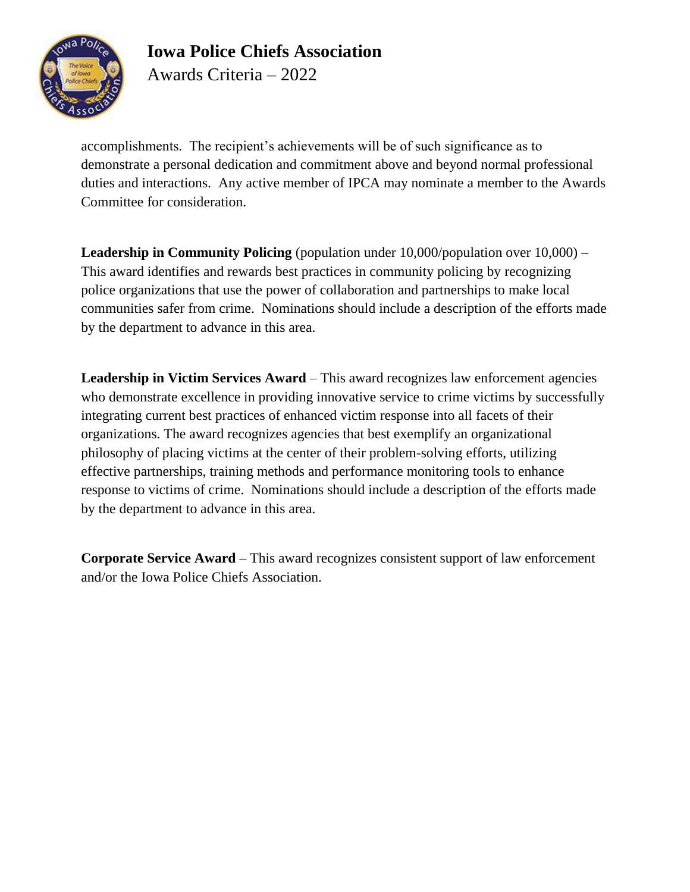accomplishments. The recipient's achievements will be of such significance as to demonstrate a personal dedication and commitment above and beyond normal professional duties and interactions. Any active member of IPCA may nominate a member to the Awards Committee for consideration.

**Leadership in Community Policing** (population under 10,000/population over 10,000) – This award identifies and rewards best practices in community policing by recognizing police organizations that use the power of collaboration and partnerships to make local communities safer from crime. Nominations should include a description of the efforts made by the department to advance in this area.

**Leadership in Victim Services Award** – This award recognizes law enforcement agencies who demonstrate excellence in providing innovative service to crime victims by successfully integrating current best practices of enhanced victim response into all facets of their organizations. The award recognizes agencies that best exemplify an organizational philosophy of placing victims at the center of their problem-solving efforts, utilizing effective partnerships, training methods and performance monitoring tools to enhance response to victims of crime. Nominations should include a description of the efforts made by the department to advance in this area.

**Corporate Service Award** – This award recognizes consistent support of law enforcement and/or the Iowa Police Chiefs Association.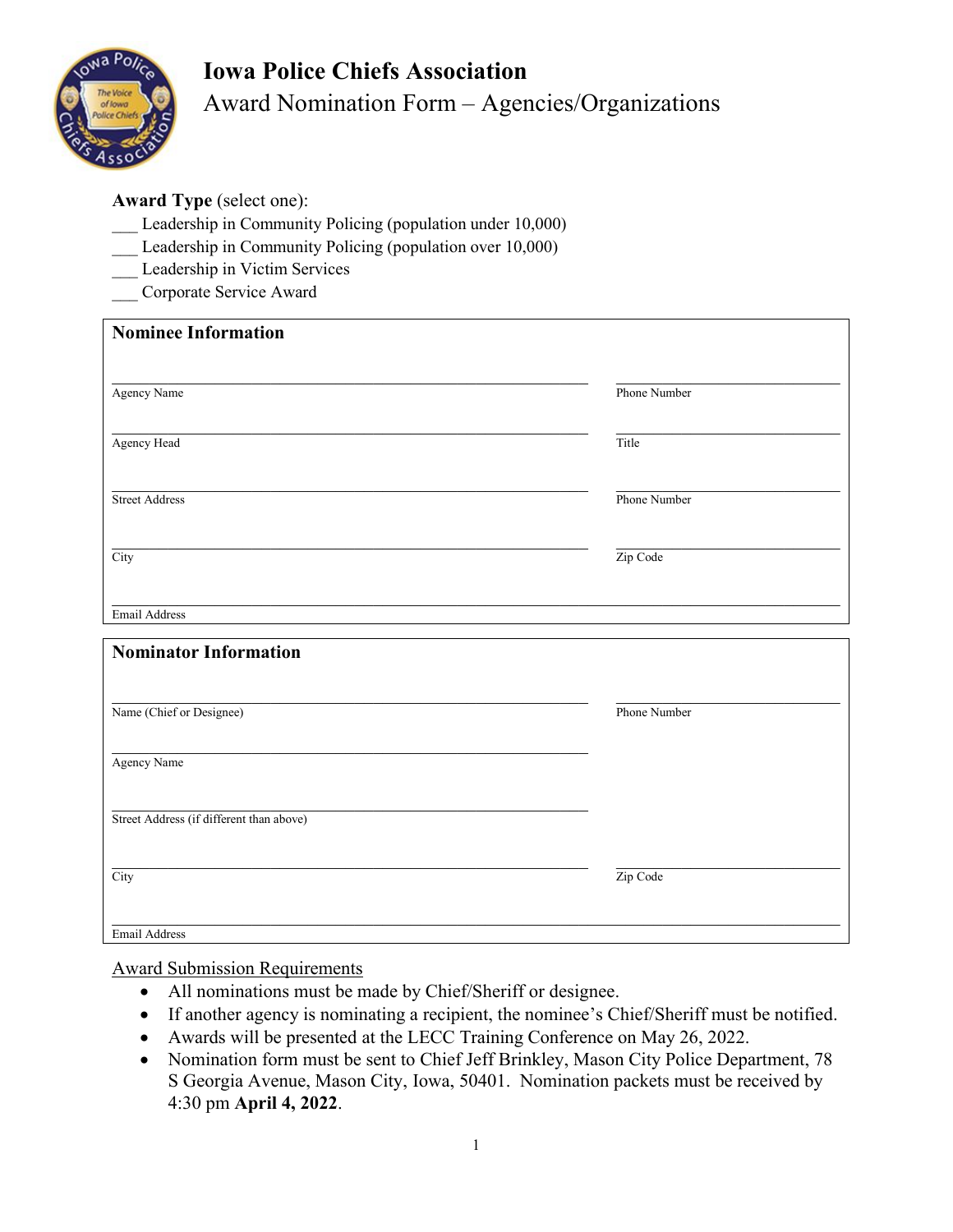# Iowa Police Chiefs Association

## Award Nomination Form – Agencies/Organizations

**Award Type** (select one):

___ Leadership in Community Policing (population under 10,000)
___ Leadership in Community Policing (population over 10,000)
___ Leadership in Victim Services
___ Corporate Service Award

### Nominee Information

| | |
|---|---|
| Agency Name | Phone Number |
| Agency Head | Title |
| Street Address | Phone Number |
| City | Zip Code |
| Email Address | |

### Nominator Information

| | |
|---|---|
| Name (Chief or Designee) | Phone Number |
| Agency Name | |
| Street Address (if different than above) | |
| City | Zip Code |
| Email Address | |

Award Submission Requirements

- All nominations must be made by Chief/Sheriff or designee.
- If another agency is nominating a recipient, the nominee's Chief/Sheriff must be notified.
- Awards will be presented at the LECC Training Conference on May 26, 2022.
- Nomination form must be sent to Chief Jeff Brinkley, Mason City Police Department, 78 S Georgia Avenue, Mason City, Iowa, 50401. Nomination packets must be received by 4:30 pm **April 4, 2022**.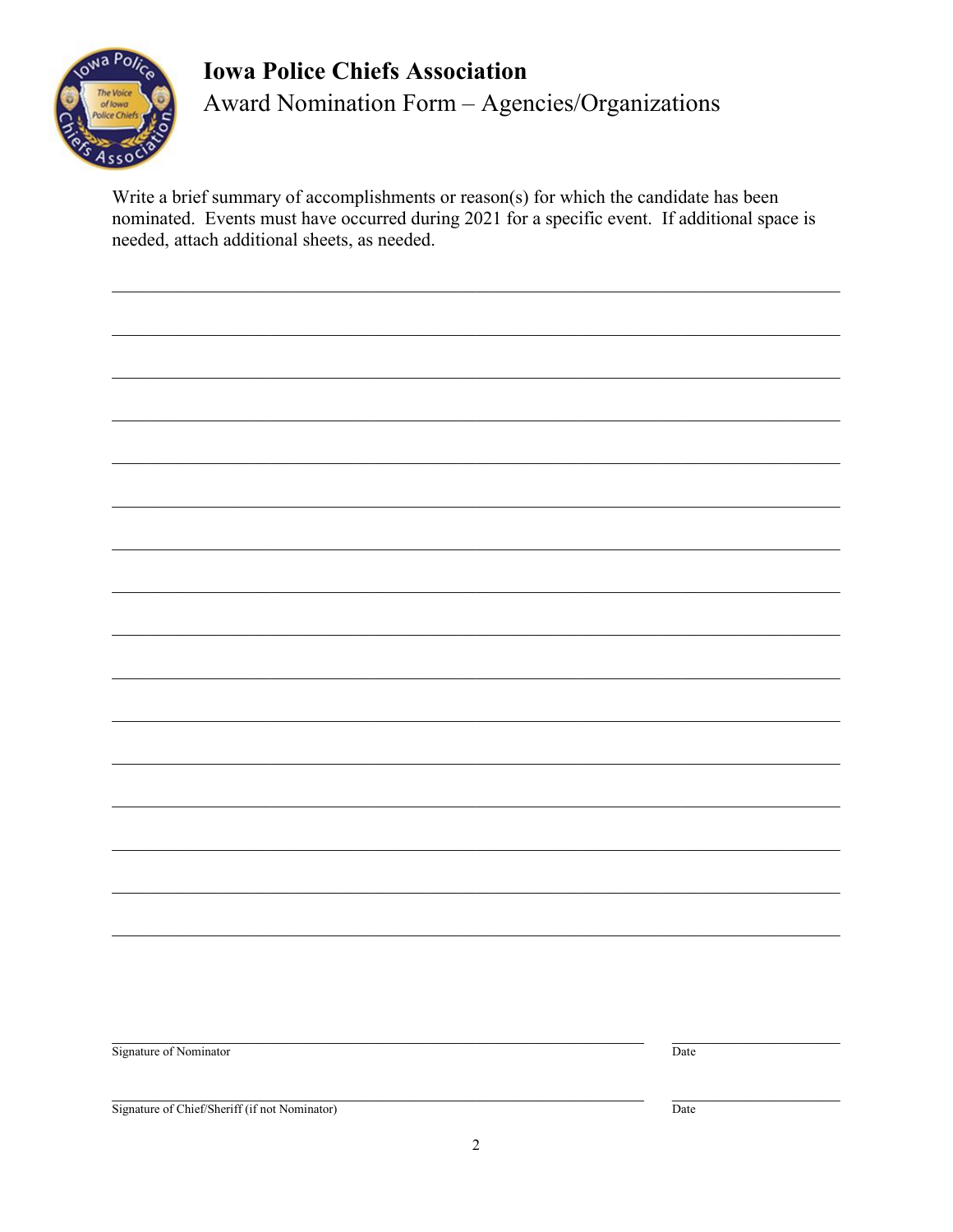# Iowa Police Chiefs Association

## Award Nomination Form – Agencies/Organizations

Write a brief summary of accomplishments or reason(s) for which the candidate has been nominated. Events must have occurred during 2021 for a specific event. If additional space is needed, attach additional sheets, as needed.

______________________________________________________________________________

______________________________________________________________________________

______________________________________________________________________________

______________________________________________________________________________

______________________________________________________________________________

______________________________________________________________________________

______________________________________________________________________________

______________________________________________________________________________

______________________________________________________________________________

______________________________________________________________________________

______________________________________________________________________________

______________________________________________________________________________

______________________________________________________________________________

______________________________________________________________________________

______________________________________________________________________________

______________________________________________________________________________

_________________________________________________ ____________________

Signature of Nominator Date

_________________________________________________ ____________________

Signature of Chief/Sheriff (if not Nominator) Date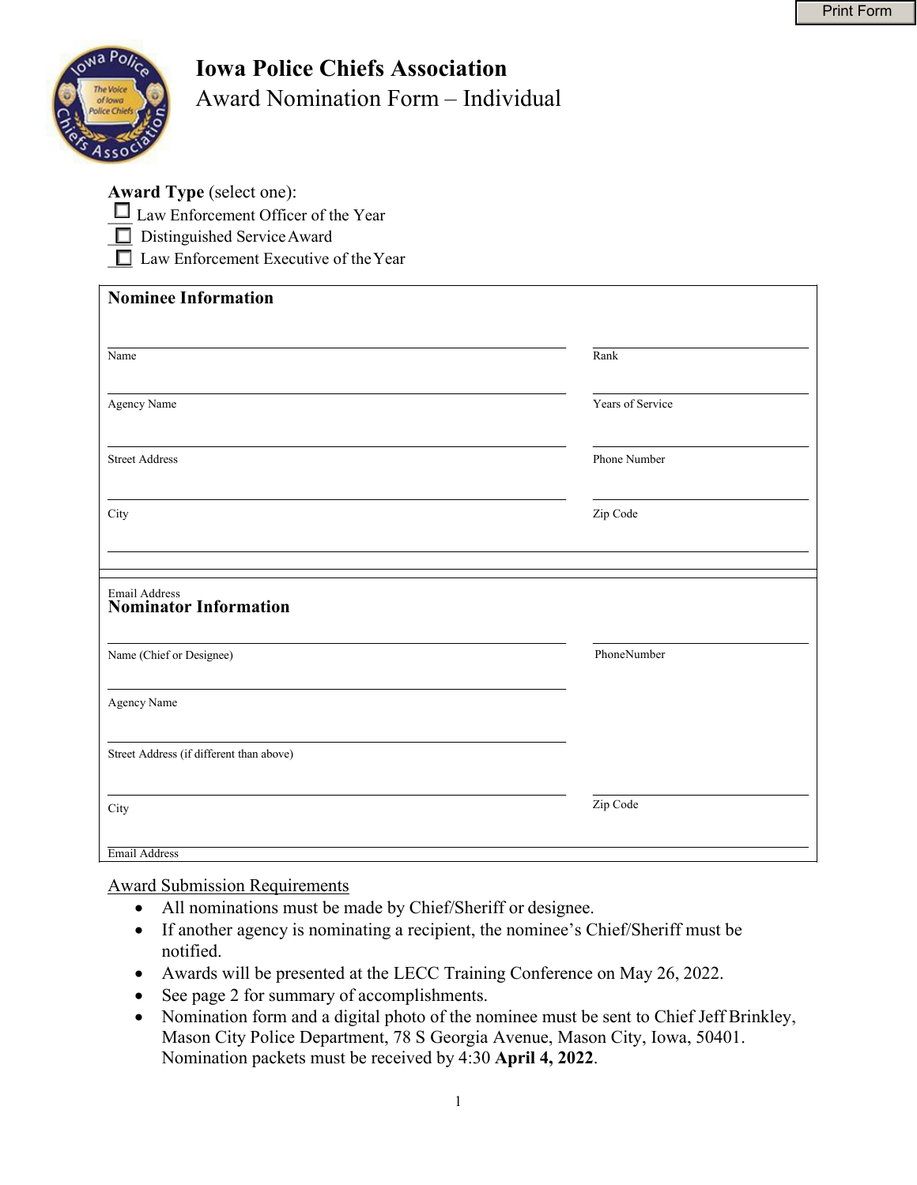# Iowa Police Chiefs Association

## Award Nomination Form – Individual

**Award Type** (select one):

☐ Law Enforcement Officer of the Year
☐ Distinguished Service Award
☐ Law Enforcement Executive of the Year

### Nominee Information

Name ____________________ Rank ____________________

Agency Name ____________________ Years of Service ____________________

Street Address ____________________ Phone Number ____________________

City ____________________ Zip Code ____________________

Email Address ____________________

### Nominator Information

Name (Chief or Designee) ____________________ PhoneNumber ____________________

Agency Name ____________________

Street Address (if different than above) ____________________

City ____________________ Zip Code ____________________

Email Address ____________________

Award Submission Requirements

- All nominations must be made by Chief/Sheriff or designee.
- If another agency is nominating a recipient, the nominee's Chief/Sheriff must be notified.
- Awards will be presented at the LECC Training Conference on May 26, 2022.
- See page 2 for summary of accomplishments.
- Nomination form and a digital photo of the nominee must be sent to Chief Jeff Brinkley, Mason City Police Department, 78 S Georgia Avenue, Mason City, Iowa, 50401. Nomination packets must be received by 4:30 **April 4, 2022**.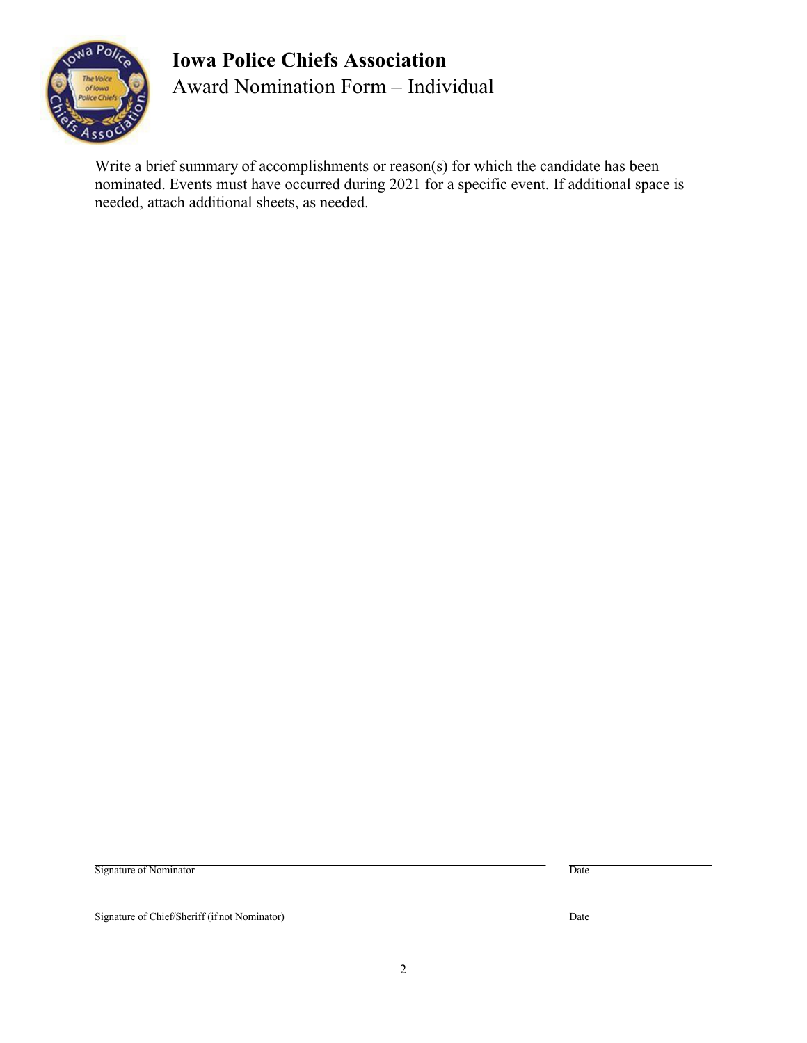# Iowa Police Chiefs Association

Award Nomination Form – Individual

Write a brief summary of accomplishments or reason(s) for which the candidate has been nominated. Events must have occurred during 2021 for a specific event. If additional space is needed, attach additional sheets, as needed.

Signature of Nominator ______________________ Date __________

Signature of Chief/Sheriff (if not Nominator) ______________________ Date __________